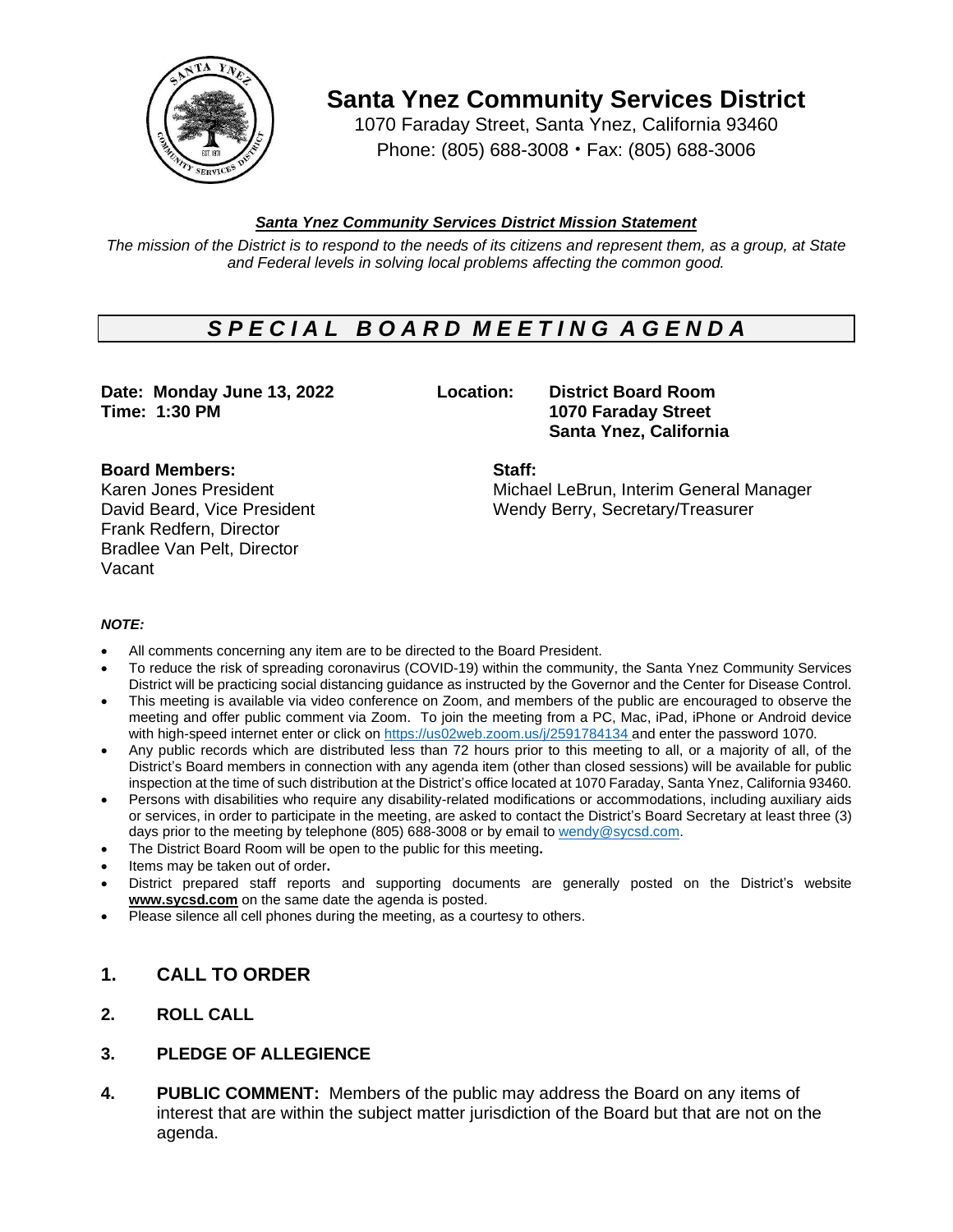# Santa Ynez Community Services District

1070 Faraday Street, Santa Ynez, California 93460
Phone: (805) 688-3008 • Fax: (805) 688-3006

***Santa Ynez Community Services District Mission Statement***

*The mission of the District is to respond to the needs of its citizens and represent them, as a group, at State and Federal levels in solving local problems affecting the common good.*

## *SPECIAL BOARD MEETING AGENDA*

**Date: Monday June 13, 2022**
**Time: 1:30 PM**

**Location: District Board Room**
**1070 Faraday Street**
**Santa Ynez, California**

**Board Members:**
Karen Jones President
David Beard, Vice President
Frank Redfern, Director
Bradlee Van Pelt, Director
Vacant

**Staff:**
Michael LeBrun, Interim General Manager
Wendy Berry, Secretary/Treasurer

***NOTE:***

- All comments concerning any item are to be directed to the Board President.
- To reduce the risk of spreading coronavirus (COVID-19) within the community, the Santa Ynez Community Services District will be practicing social distancing guidance as instructed by the Governor and the Center for Disease Control.
- This meeting is available via video conference on Zoom, and members of the public are encouraged to observe the meeting and offer public comment via Zoom. To join the meeting from a PC, Mac, iPad, iPhone or Android device with high-speed internet enter or click on https://us02web.zoom.us/j/2591784134 and enter the password 1070.
- Any public records which are distributed less than 72 hours prior to this meeting to all, or a majority of all, of the District's Board members in connection with any agenda item (other than closed sessions) will be available for public inspection at the time of such distribution at the District's office located at 1070 Faraday, Santa Ynez, California 93460.
- Persons with disabilities who require any disability-related modifications or accommodations, including auxiliary aids or services, in order to participate in the meeting, are asked to contact the District's Board Secretary at least three (3) days prior to the meeting by telephone (805) 688-3008 or by email to wendy@sycsd.com.
- The District Board Room will be open to the public for this meeting**.**
- Items may be taken out of order**.**
- District prepared staff reports and supporting documents are generally posted on the District's website **www.sycsd.com** on the same date the agenda is posted.
- Please silence all cell phones during the meeting, as a courtesy to others.

1. **CALL TO ORDER**
2. **ROLL CALL**
3. **PLEDGE OF ALLEGIENCE**
4. **PUBLIC COMMENT:** Members of the public may address the Board on any items of interest that are within the subject matter jurisdiction of the Board but that are not on the agenda.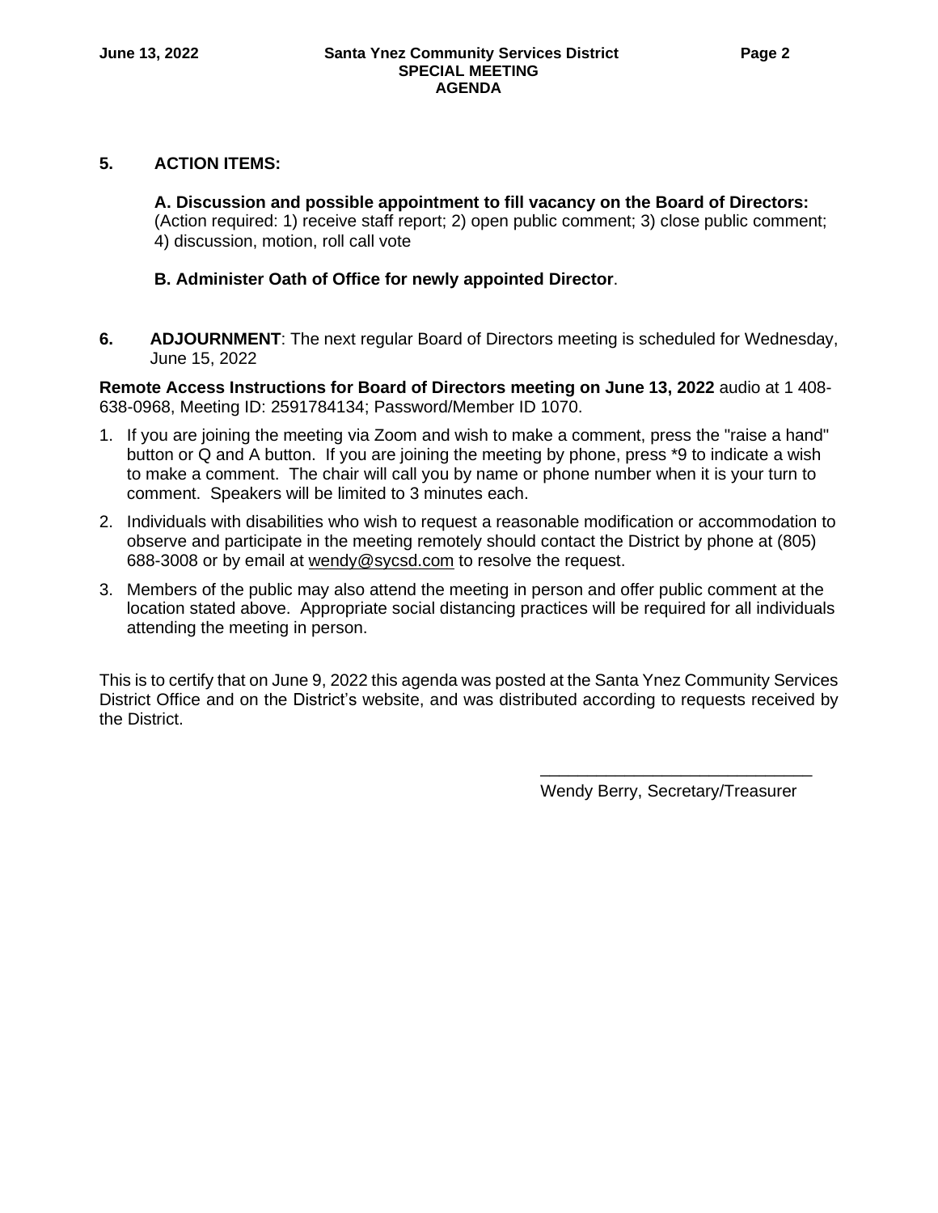**5. ACTION ITEMS:**

**A. Discussion and possible appointment to fill vacancy on the Board of Directors:** (Action required: 1) receive staff report; 2) open public comment; 3) close public comment; 4) discussion, motion, roll call vote

**B. Administer Oath of Office for newly appointed Director**.

**6. ADJOURNMENT**: The next regular Board of Directors meeting is scheduled for Wednesday, June 15, 2022

**Remote Access Instructions for Board of Directors meeting on June 13, 2022** audio at 1 408-638-0968, Meeting ID: 2591784134; Password/Member ID 1070.

1. If you are joining the meeting via Zoom and wish to make a comment, press the "raise a hand" button or Q and A button. If you are joining the meeting by phone, press *9 to indicate a wish to make a comment. The chair will call you by name or phone number when it is your turn to comment. Speakers will be limited to 3 minutes each.
2. Individuals with disabilities who wish to request a reasonable modification or accommodation to observe and participate in the meeting remotely should contact the District by phone at (805) 688-3008 or by email at wendy@sycsd.com to resolve the request.
3. Members of the public may also attend the meeting in person and offer public comment at the location stated above. Appropriate social distancing practices will be required for all individuals attending the meeting in person.

This is to certify that on June 9, 2022 this agenda was posted at the Santa Ynez Community Services District Office and on the District's website, and was distributed according to requests received by the District.

_____________________________

Wendy Berry, Secretary/Treasurer